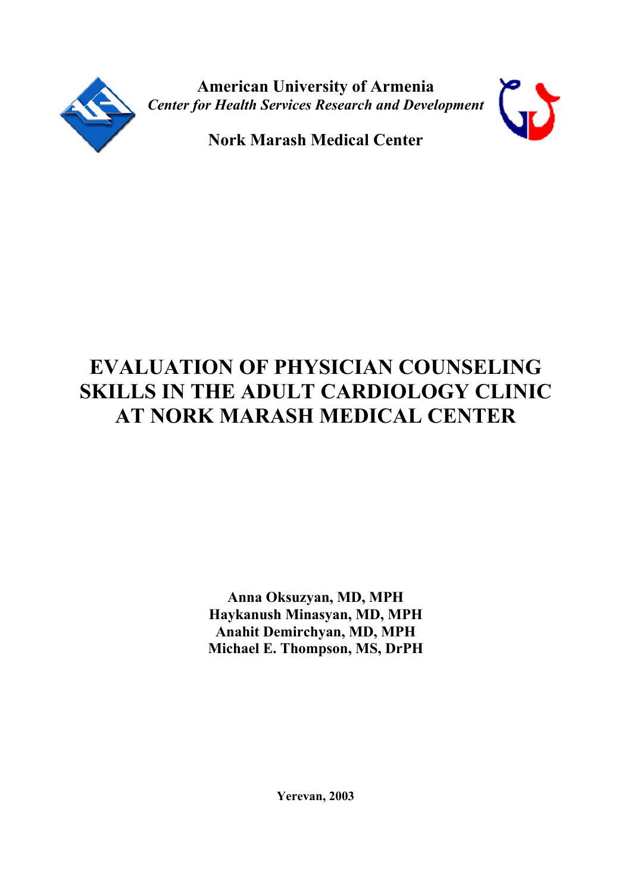**American University of Armenia**
***Center for Health Services Research and Development***

**Nork Marash Medical Center**

# EVALUATION OF PHYSICIAN COUNSELING SKILLS IN THE ADULT CARDIOLOGY CLINIC AT NORK MARASH MEDICAL CENTER

**Anna Oksuzyan, MD, MPH**
**Haykanush Minasyan, MD, MPH**
**Anahit Demirchyan, MD, MPH**
**Michael E. Thompson, MS, DrPH**

**Yerevan, 2003**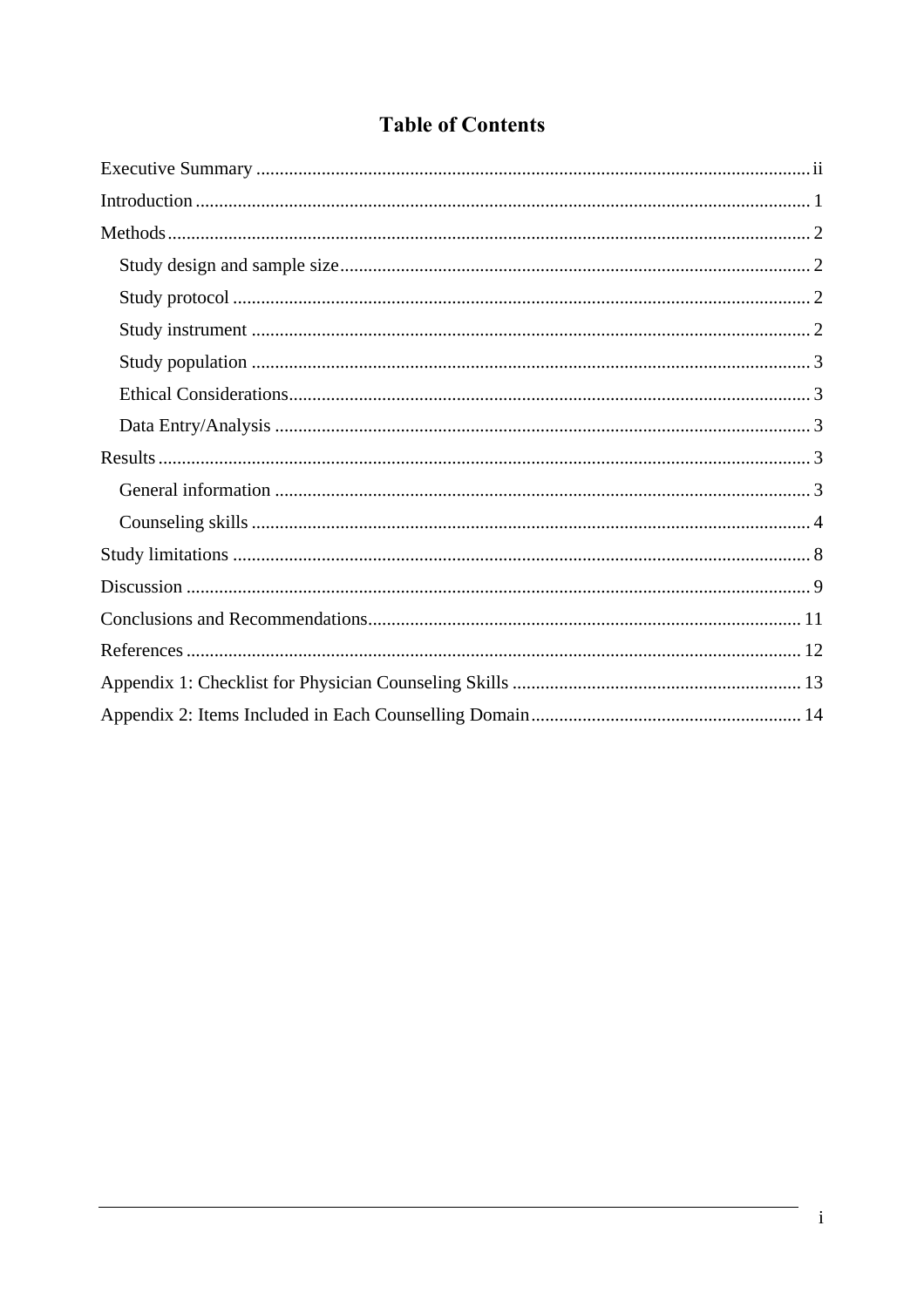# Table of Contents

Executive Summary .......... ii

Introduction .......... 1

Methods .......... 2

- Study design and sample size .......... 2
- Study protocol .......... 2
- Study instrument .......... 2
- Study population .......... 3
- Ethical Considerations .......... 3
- Data Entry/Analysis .......... 3

Results .......... 3

- General information .......... 3
- Counseling skills .......... 4

Study limitations .......... 8

Discussion .......... 9

Conclusions and Recommendations .......... 11

References .......... 12

Appendix 1: Checklist for Physician Counseling Skills .......... 13

Appendix 2: Items Included in Each Counselling Domain .......... 14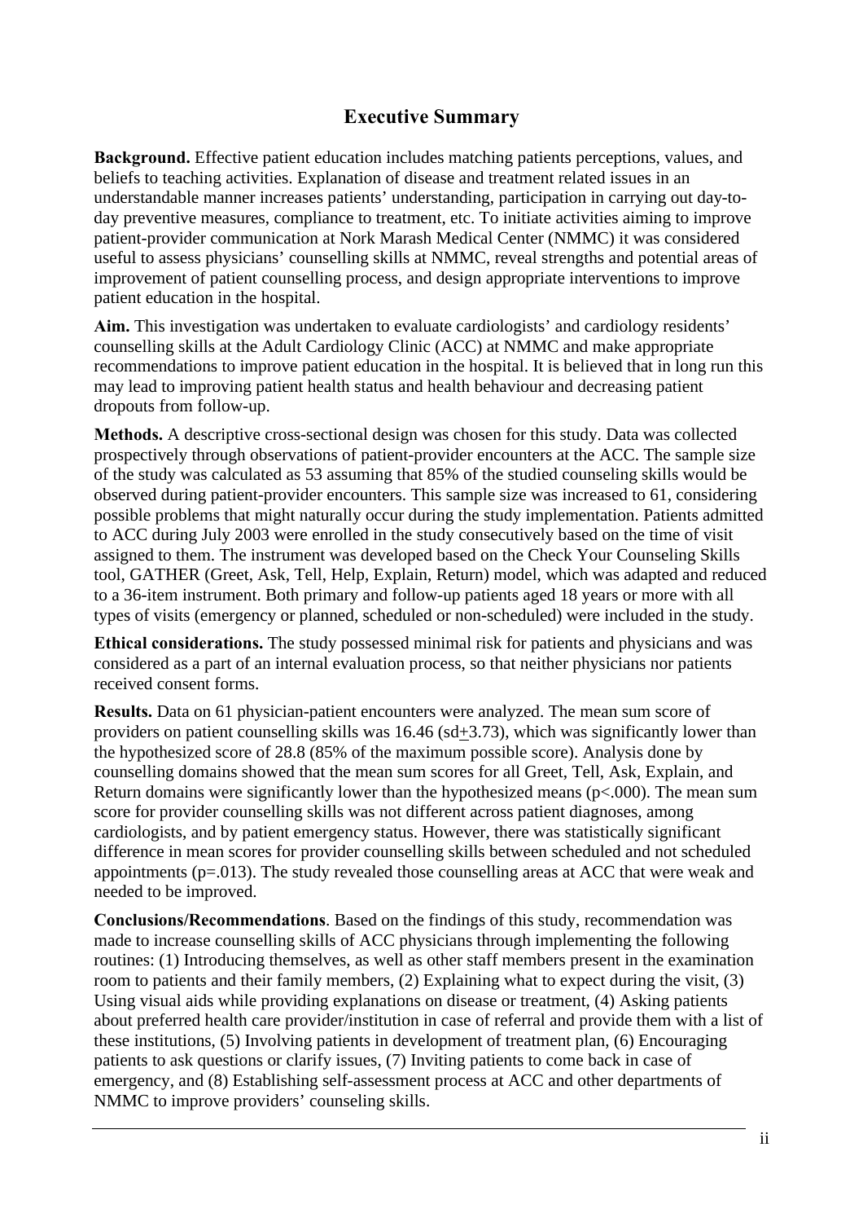## Executive Summary

**Background.** Effective patient education includes matching patients perceptions, values, and beliefs to teaching activities. Explanation of disease and treatment related issues in an understandable manner increases patients' understanding, participation in carrying out day-to-day preventive measures, compliance to treatment, etc. To initiate activities aiming to improve patient-provider communication at Nork Marash Medical Center (NMMC) it was considered useful to assess physicians' counselling skills at NMMC, reveal strengths and potential areas of improvement of patient counselling process, and design appropriate interventions to improve patient education in the hospital.

**Aim.** This investigation was undertaken to evaluate cardiologists' and cardiology residents' counselling skills at the Adult Cardiology Clinic (ACC) at NMMC and make appropriate recommendations to improve patient education in the hospital. It is believed that in long run this may lead to improving patient health status and health behaviour and decreasing patient dropouts from follow-up.

**Methods.** A descriptive cross-sectional design was chosen for this study. Data was collected prospectively through observations of patient-provider encounters at the ACC. The sample size of the study was calculated as 53 assuming that 85% of the studied counseling skills would be observed during patient-provider encounters. This sample size was increased to 61, considering possible problems that might naturally occur during the study implementation. Patients admitted to ACC during July 2003 were enrolled in the study consecutively based on the time of visit assigned to them. The instrument was developed based on the Check Your Counseling Skills tool, GATHER (Greet, Ask, Tell, Help, Explain, Return) model, which was adapted and reduced to a 36-item instrument. Both primary and follow-up patients aged 18 years or more with all types of visits (emergency or planned, scheduled or non-scheduled) were included in the study.

**Ethical considerations.** The study possessed minimal risk for patients and physicians and was considered as a part of an internal evaluation process, so that neither physicians nor patients received consent forms.

**Results.** Data on 61 physician-patient encounters were analyzed. The mean sum score of providers on patient counselling skills was 16.46 (sd$\pm$3.73), which was significantly lower than the hypothesized score of 28.8 (85% of the maximum possible score). Analysis done by counselling domains showed that the mean sum scores for all Greet, Tell, Ask, Explain, and Return domains were significantly lower than the hypothesized means ($p<.000$). The mean sum score for provider counselling skills was not different across patient diagnoses, among cardiologists, and by patient emergency status. However, there was statistically significant difference in mean scores for provider counselling skills between scheduled and not scheduled appointments ($p=.013$). The study revealed those counselling areas at ACC that were weak and needed to be improved.

**Conclusions/Recommendations**. Based on the findings of this study, recommendation was made to increase counselling skills of ACC physicians through implementing the following routines: (1) Introducing themselves, as well as other staff members present in the examination room to patients and their family members, (2) Explaining what to expect during the visit, (3) Using visual aids while providing explanations on disease or treatment, (4) Asking patients about preferred health care provider/institution in case of referral and provide them with a list of these institutions, (5) Involving patients in development of treatment plan, (6) Encouraging patients to ask questions or clarify issues, (7) Inviting patients to come back in case of emergency, and (8) Establishing self-assessment process at ACC and other departments of NMMC to improve providers' counseling skills.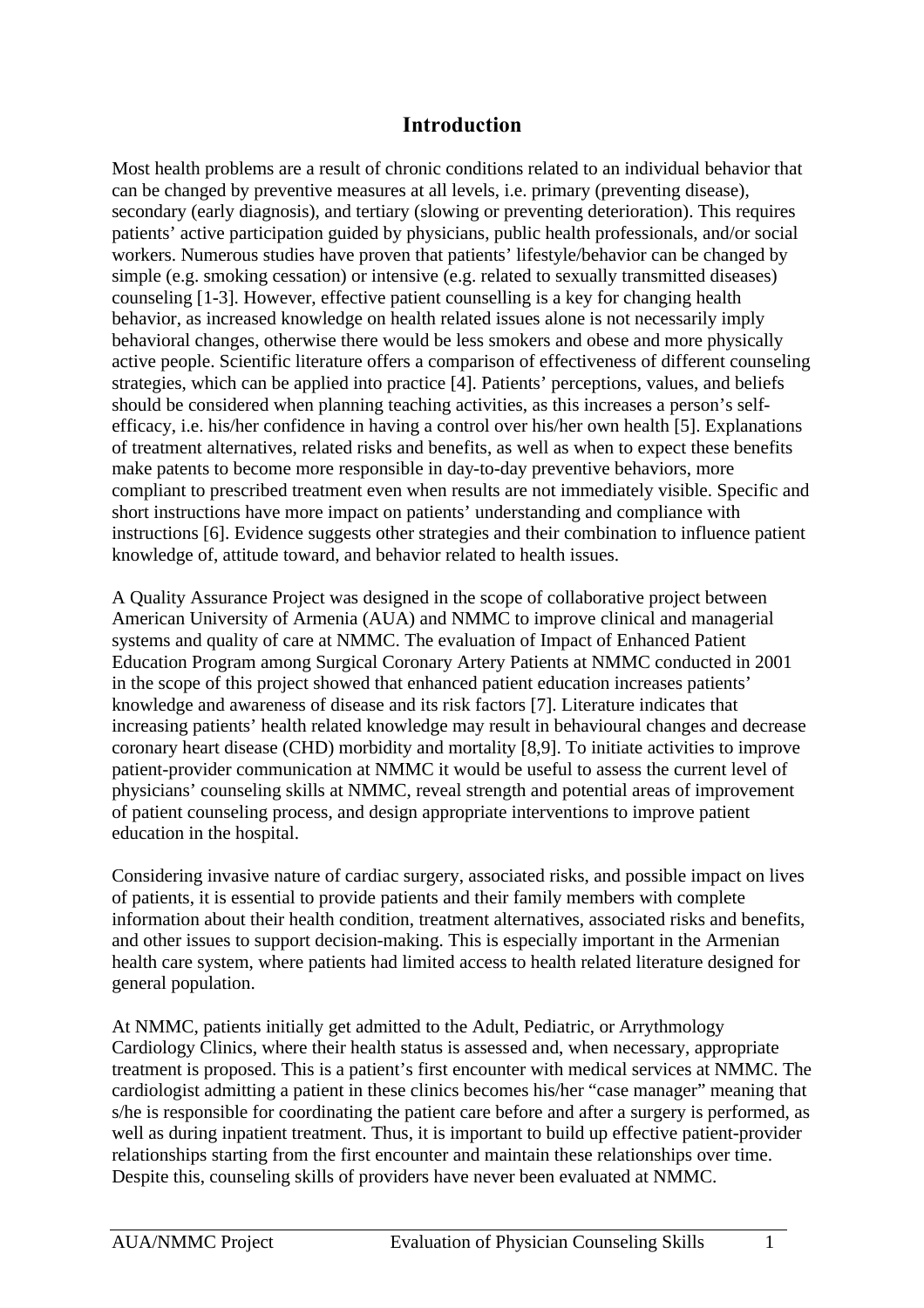# Introduction

Most health problems are a result of chronic conditions related to an individual behavior that can be changed by preventive measures at all levels, i.e. primary (preventing disease), secondary (early diagnosis), and tertiary (slowing or preventing deterioration). This requires patients' active participation guided by physicians, public health professionals, and/or social workers. Numerous studies have proven that patients' lifestyle/behavior can be changed by simple (e.g. smoking cessation) or intensive (e.g. related to sexually transmitted diseases) counseling [1-3]. However, effective patient counselling is a key for changing health behavior, as increased knowledge on health related issues alone is not necessarily imply behavioral changes, otherwise there would be less smokers and obese and more physically active people. Scientific literature offers a comparison of effectiveness of different counseling strategies, which can be applied into practice [4]. Patients' perceptions, values, and beliefs should be considered when planning teaching activities, as this increases a person's self-efficacy, i.e. his/her confidence in having a control over his/her own health [5]. Explanations of treatment alternatives, related risks and benefits, as well as when to expect these benefits make patents to become more responsible in day-to-day preventive behaviors, more compliant to prescribed treatment even when results are not immediately visible. Specific and short instructions have more impact on patients' understanding and compliance with instructions [6]. Evidence suggests other strategies and their combination to influence patient knowledge of, attitude toward, and behavior related to health issues.

A Quality Assurance Project was designed in the scope of collaborative project between American University of Armenia (AUA) and NMMC to improve clinical and managerial systems and quality of care at NMMC. The evaluation of Impact of Enhanced Patient Education Program among Surgical Coronary Artery Patients at NMMC conducted in 2001 in the scope of this project showed that enhanced patient education increases patients' knowledge and awareness of disease and its risk factors [7]. Literature indicates that increasing patients' health related knowledge may result in behavioural changes and decrease coronary heart disease (CHD) morbidity and mortality [8,9]. To initiate activities to improve patient-provider communication at NMMC it would be useful to assess the current level of physicians' counseling skills at NMMC, reveal strength and potential areas of improvement of patient counseling process, and design appropriate interventions to improve patient education in the hospital.

Considering invasive nature of cardiac surgery, associated risks, and possible impact on lives of patients, it is essential to provide patients and their family members with complete information about their health condition, treatment alternatives, associated risks and benefits, and other issues to support decision-making. This is especially important in the Armenian health care system, where patients had limited access to health related literature designed for general population.

At NMMC, patients initially get admitted to the Adult, Pediatric, or Arrythmology Cardiology Clinics, where their health status is assessed and, when necessary, appropriate treatment is proposed. This is a patient's first encounter with medical services at NMMC. The cardiologist admitting a patient in these clinics becomes his/her "case manager" meaning that s/he is responsible for coordinating the patient care before and after a surgery is performed, as well as during inpatient treatment. Thus, it is important to build up effective patient-provider relationships starting from the first encounter and maintain these relationships over time. Despite this, counseling skills of providers have never been evaluated at NMMC.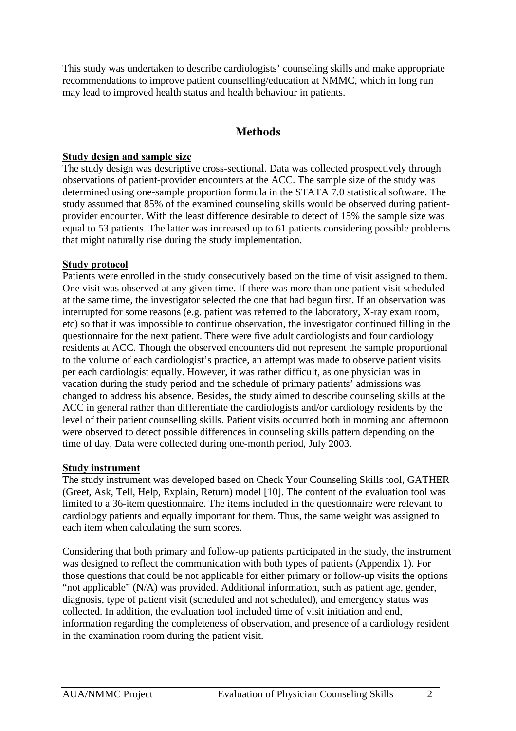This study was undertaken to describe cardiologists' counseling skills and make appropriate recommendations to improve patient counselling/education at NMMC, which in long run may lead to improved health status and health behaviour in patients.

## Methods

**Study design and sample size**

The study design was descriptive cross-sectional. Data was collected prospectively through observations of patient-provider encounters at the ACC. The sample size of the study was determined using one-sample proportion formula in the STATA 7.0 statistical software. The study assumed that 85% of the examined counseling skills would be observed during patient-provider encounter. With the least difference desirable to detect of 15% the sample size was equal to 53 patients. The latter was increased up to 61 patients considering possible problems that might naturally rise during the study implementation.

**Study protocol**

Patients were enrolled in the study consecutively based on the time of visit assigned to them. One visit was observed at any given time. If there was more than one patient visit scheduled at the same time, the investigator selected the one that had begun first. If an observation was interrupted for some reasons (e.g. patient was referred to the laboratory, X-ray exam room, etc) so that it was impossible to continue observation, the investigator continued filling in the questionnaire for the next patient. There were five adult cardiologists and four cardiology residents at ACC. Though the observed encounters did not represent the sample proportional to the volume of each cardiologist's practice, an attempt was made to observe patient visits per each cardiologist equally. However, it was rather difficult, as one physician was in vacation during the study period and the schedule of primary patients' admissions was changed to address his absence. Besides, the study aimed to describe counseling skills at the ACC in general rather than differentiate the cardiologists and/or cardiology residents by the level of their patient counselling skills. Patient visits occurred both in morning and afternoon were observed to detect possible differences in counseling skills pattern depending on the time of day. Data were collected during one-month period, July 2003.

**Study instrument**

The study instrument was developed based on Check Your Counseling Skills tool, GATHER (Greet, Ask, Tell, Help, Explain, Return) model [10]. The content of the evaluation tool was limited to a 36-item questionnaire. The items included in the questionnaire were relevant to cardiology patients and equally important for them. Thus, the same weight was assigned to each item when calculating the sum scores.

Considering that both primary and follow-up patients participated in the study, the instrument was designed to reflect the communication with both types of patients (Appendix 1). For those questions that could be not applicable for either primary or follow-up visits the options "not applicable" (N/A) was provided. Additional information, such as patient age, gender, diagnosis, type of patient visit (scheduled and not scheduled), and emergency status was collected. In addition, the evaluation tool included time of visit initiation and end, information regarding the completeness of observation, and presence of a cardiology resident in the examination room during the patient visit.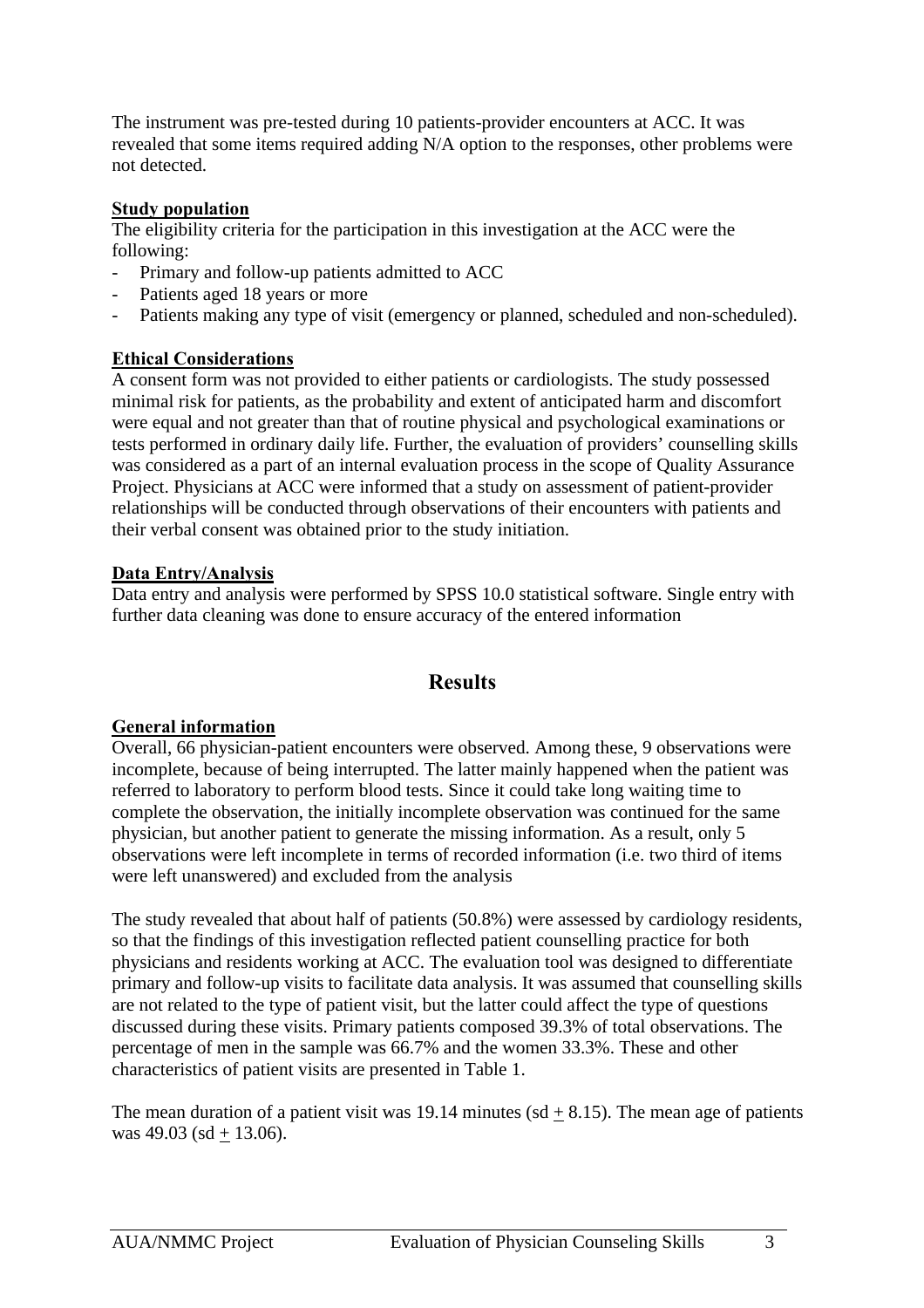The instrument was pre-tested during 10 patients-provider encounters at ACC. It was revealed that some items required adding N/A option to the responses, other problems were not detected.

### Study population

The eligibility criteria for the participation in this investigation at the ACC were the following:

- Primary and follow-up patients admitted to ACC
- Patients aged 18 years or more
- Patients making any type of visit (emergency or planned, scheduled and non-scheduled).

### Ethical Considerations

A consent form was not provided to either patients or cardiologists. The study possessed minimal risk for patients, as the probability and extent of anticipated harm and discomfort were equal and not greater than that of routine physical and psychological examinations or tests performed in ordinary daily life. Further, the evaluation of providers' counselling skills was considered as a part of an internal evaluation process in the scope of Quality Assurance Project. Physicians at ACC were informed that a study on assessment of patient-provider relationships will be conducted through observations of their encounters with patients and their verbal consent was obtained prior to the study initiation.

### Data Entry/Analysis

Data entry and analysis were performed by SPSS 10.0 statistical software. Single entry with further data cleaning was done to ensure accuracy of the entered information

## Results

### General information

Overall, 66 physician-patient encounters were observed. Among these, 9 observations were incomplete, because of being interrupted. The latter mainly happened when the patient was referred to laboratory to perform blood tests. Since it could take long waiting time to complete the observation, the initially incomplete observation was continued for the same physician, but another patient to generate the missing information. As a result, only 5 observations were left incomplete in terms of recorded information (i.e. two third of items were left unanswered) and excluded from the analysis

The study revealed that about half of patients (50.8%) were assessed by cardiology residents, so that the findings of this investigation reflected patient counselling practice for both physicians and residents working at ACC. The evaluation tool was designed to differentiate primary and follow-up visits to facilitate data analysis. It was assumed that counselling skills are not related to the type of patient visit, but the latter could affect the type of questions discussed during these visits. Primary patients composed 39.3% of total observations. The percentage of men in the sample was 66.7% and the women 33.3%. These and other characteristics of patient visits are presented in Table 1.

The mean duration of a patient visit was 19.14 minutes (sd $\pm$ 8.15). The mean age of patients was 49.03 (sd $\pm$ 13.06).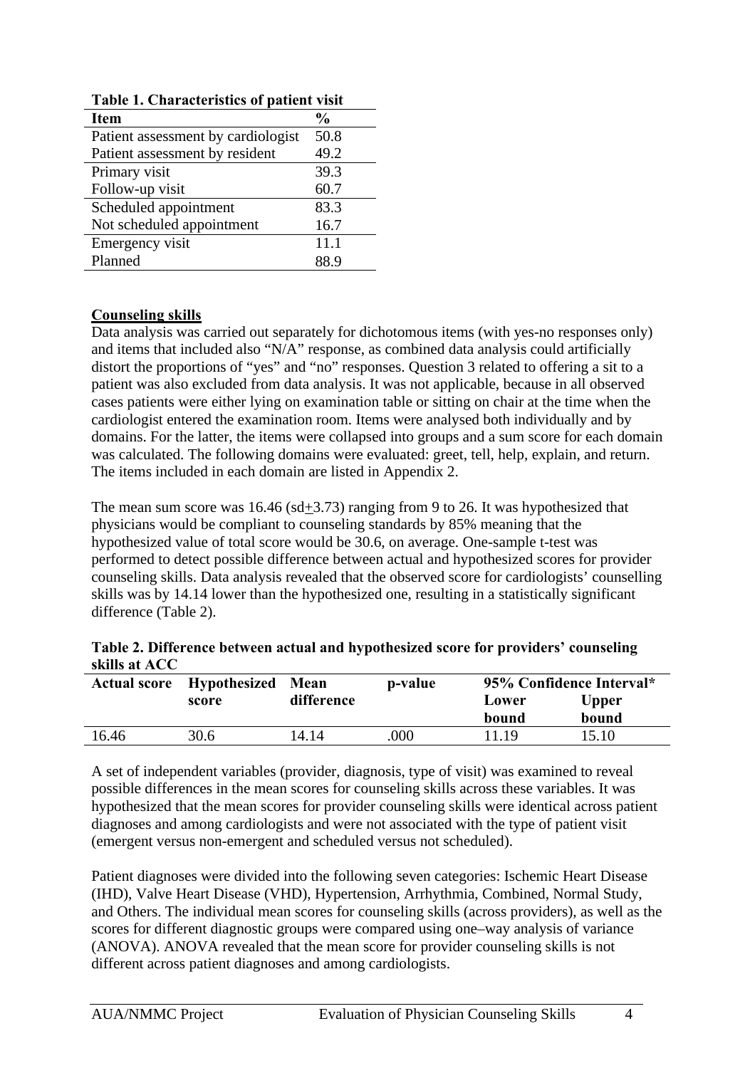**Table 1. Characteristics of patient visit**

| Item | % |
|---|---|
| Patient assessment by cardiologist | 50.8 |
| Patient assessment by resident | 49.2 |
| Primary visit | 39.3 |
| Follow-up visit | 60.7 |
| Scheduled appointment | 83.3 |
| Not scheduled appointment | 16.7 |
| Emergency visit | 11.1 |
| Planned | 88.9 |

## Counseling skills

Data analysis was carried out separately for dichotomous items (with yes-no responses only) and items that included also "N/A" response, as combined data analysis could artificially distort the proportions of "yes" and "no" responses. Question 3 related to offering a sit to a patient was also excluded from data analysis. It was not applicable, because in all observed cases patients were either lying on examination table or sitting on chair at the time when the cardiologist entered the examination room. Items were analysed both individually and by domains. For the latter, the items were collapsed into groups and a sum score for each domain was calculated. The following domains were evaluated: greet, tell, help, explain, and return. The items included in each domain are listed in Appendix 2.

The mean sum score was 16.46 (sd±3.73) ranging from 9 to 26. It was hypothesized that physicians would be compliant to counseling standards by 85% meaning that the hypothesized value of total score would be 30.6, on average. One-sample t-test was performed to detect possible difference between actual and hypothesized scores for provider counseling skills. Data analysis revealed that the observed score for cardiologists' counselling skills was by 14.14 lower than the hypothesized one, resulting in a statistically significant difference (Table 2).

**Table 2. Difference between actual and hypothesized score for providers' counseling skills at ACC**

| Actual score | Hypothesized score | Mean difference | p-value | 95% Confidence Interval* | |
|---|---|---|---|---|---|
| | | | | Lower bound | Upper bound |
| 16.46 | 30.6 | 14.14 | .000 | 11.19 | 15.10 |

A set of independent variables (provider, diagnosis, type of visit) was examined to reveal possible differences in the mean scores for counseling skills across these variables. It was hypothesized that the mean scores for provider counseling skills were identical across patient diagnoses and among cardiologists and were not associated with the type of patient visit (emergent versus non-emergent and scheduled versus not scheduled).

Patient diagnoses were divided into the following seven categories: Ischemic Heart Disease (IHD), Valve Heart Disease (VHD), Hypertension, Arrhythmia, Combined, Normal Study, and Others. The individual mean scores for counseling skills (across providers), as well as the scores for different diagnostic groups were compared using one–way analysis of variance (ANOVA). ANOVA revealed that the mean score for provider counseling skills is not different across patient diagnoses and among cardiologists.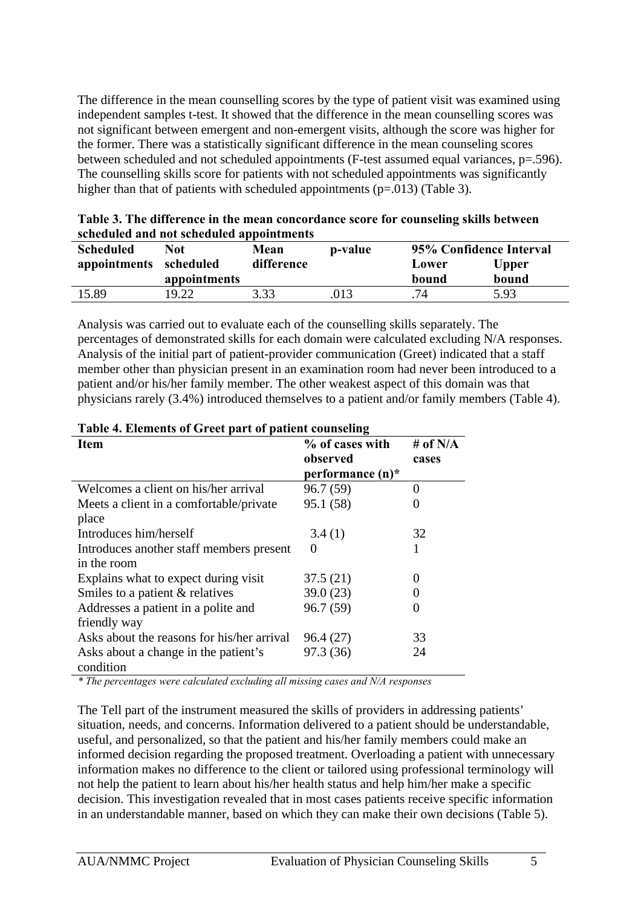The difference in the mean counselling scores by the type of patient visit was examined using independent samples t-test. It showed that the difference in the mean counselling scores was not significant between emergent and non-emergent visits, although the score was higher for the former. There was a statistically significant difference in the mean counseling scores between scheduled and not scheduled appointments (F-test assumed equal variances, p=.596). The counselling skills score for patients with not scheduled appointments was significantly higher than that of patients with scheduled appointments (p=.013) (Table 3).

**Table 3. The difference in the mean concordance score for counseling skills between scheduled and not scheduled appointments**

| Scheduled appointments | Not scheduled appointments | Mean difference | p-value | 95% Confidence Interval | |
|---|---|---|---|---|---|
| | | | | Lower bound | Upper bound |
| 15.89 | 19.22 | 3.33 | .013 | .74 | 5.93 |

Analysis was carried out to evaluate each of the counselling skills separately. The percentages of demonstrated skills for each domain were calculated excluding N/A responses. Analysis of the initial part of patient-provider communication (Greet) indicated that a staff member other than physician present in an examination room had never been introduced to a patient and/or his/her family member. The other weakest aspect of this domain was that physicians rarely (3.4%) introduced themselves to a patient and/or family members (Table 4).

**Table 4. Elements of Greet part of patient counseling**

| Item | % of cases with observed performance (n)* | # of N/A cases |
|---|---|---|
| Welcomes a client on his/her arrival | 96.7 (59) | 0 |
| Meets a client in a comfortable/private place | 95.1 (58) | 0 |
| Introduces him/herself | 3.4 (1) | 32 |
| Introduces another staff members present in the room | 0 | 1 |
| Explains what to expect during visit | 37.5 (21) | 0 |
| Smiles to a patient & relatives | 39.0 (23) | 0 |
| Addresses a patient in a polite and friendly way | 96.7 (59) | 0 |
| Asks about the reasons for his/her arrival | 96.4 (27) | 33 |
| Asks about a change in the patient's condition | 97.3 (36) | 24 |

*\* The percentages were calculated excluding all missing cases and N/A responses*

The Tell part of the instrument measured the skills of providers in addressing patients' situation, needs, and concerns. Information delivered to a patient should be understandable, useful, and personalized, so that the patient and his/her family members could make an informed decision regarding the proposed treatment. Overloading a patient with unnecessary information makes no difference to the client or tailored using professional terminology will not help the patient to learn about his/her health status and help him/her make a specific decision. This investigation revealed that in most cases patients receive specific information in an understandable manner, based on which they can make their own decisions (Table 5).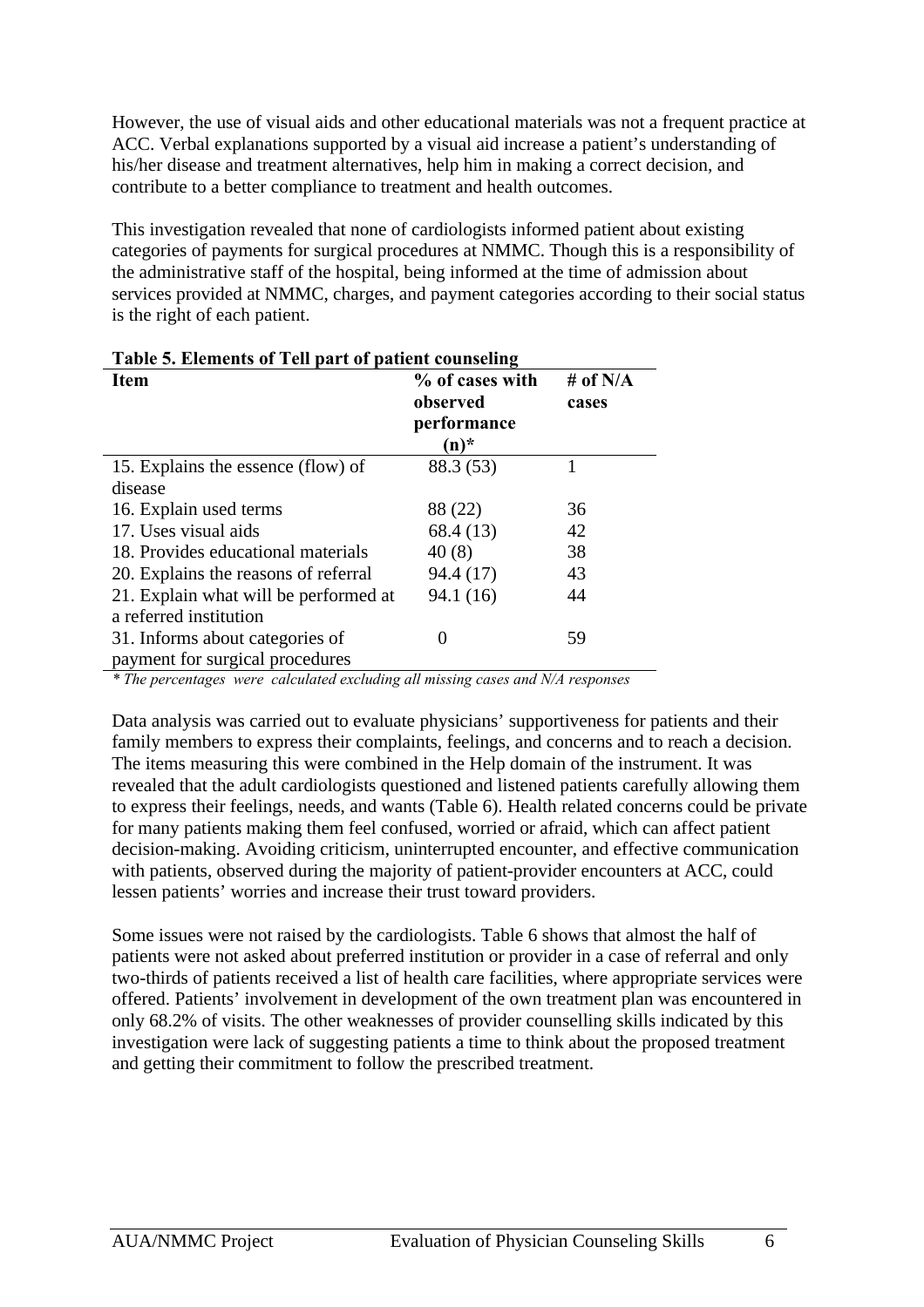However, the use of visual aids and other educational materials was not a frequent practice at ACC. Verbal explanations supported by a visual aid increase a patient's understanding of his/her disease and treatment alternatives, help him in making a correct decision, and contribute to a better compliance to treatment and health outcomes.

This investigation revealed that none of cardiologists informed patient about existing categories of payments for surgical procedures at NMMC. Though this is a responsibility of the administrative staff of the hospital, being informed at the time of admission about services provided at NMMC, charges, and payment categories according to their social status is the right of each patient.

**Table 5. Elements of Tell part of patient counseling**

| Item | % of cases with observed performance (n)* | # of N/A cases |
|---|---|---|
| 15. Explains the essence (flow) of disease | 88.3 (53) | 1 |
| 16. Explain used terms | 88 (22) | 36 |
| 17. Uses visual aids | 68.4 (13) | 42 |
| 18. Provides educational materials | 40 (8) | 38 |
| 20. Explains the reasons of referral | 94.4 (17) | 43 |
| 21. Explain what will be performed at a referred institution | 94.1 (16) | 44 |
| 31. Informs about categories of payment for surgical procedures | 0 | 59 |

*\* The percentages were calculated excluding all missing cases and N/A responses*

Data analysis was carried out to evaluate physicians' supportiveness for patients and their family members to express their complaints, feelings, and concerns and to reach a decision. The items measuring this were combined in the Help domain of the instrument. It was revealed that the adult cardiologists questioned and listened patients carefully allowing them to express their feelings, needs, and wants (Table 6). Health related concerns could be private for many patients making them feel confused, worried or afraid, which can affect patient decision-making. Avoiding criticism, uninterrupted encounter, and effective communication with patients, observed during the majority of patient-provider encounters at ACC, could lessen patients' worries and increase their trust toward providers.

Some issues were not raised by the cardiologists. Table 6 shows that almost the half of patients were not asked about preferred institution or provider in a case of referral and only two-thirds of patients received a list of health care facilities, where appropriate services were offered. Patients' involvement in development of the own treatment plan was encountered in only 68.2% of visits. The other weaknesses of provider counselling skills indicated by this investigation were lack of suggesting patients a time to think about the proposed treatment and getting their commitment to follow the prescribed treatment.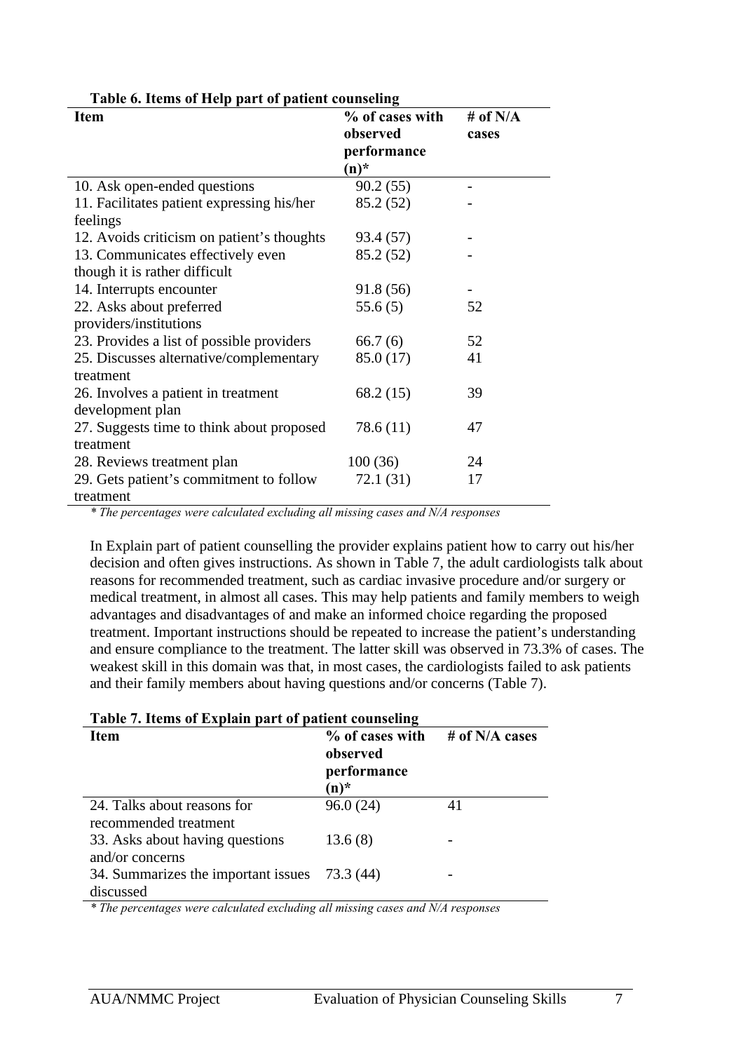**Table 6. Items of Help part of patient counseling**

| Item | % of cases with observed performance (n)* | # of N/A cases |
|---|---|---|
| 10. Ask open-ended questions | 90.2 (55) | - |
| 11. Facilitates patient expressing his/her feelings | 85.2 (52) | - |
| 12. Avoids criticism on patient's thoughts | 93.4 (57) | - |
| 13. Communicates effectively even though it is rather difficult | 85.2 (52) | - |
| 14. Interrupts encounter | 91.8 (56) | - |
| 22. Asks about preferred providers/institutions | 55.6 (5) | 52 |
| 23. Provides a list of possible providers | 66.7 (6) | 52 |
| 25. Discusses alternative/complementary treatment | 85.0 (17) | 41 |
| 26. Involves a patient in treatment development plan | 68.2 (15) | 39 |
| 27. Suggests time to think about proposed treatment | 78.6 (11) | 47 |
| 28. Reviews treatment plan | 100 (36) | 24 |
| 29. Gets patient's commitment to follow treatment | 72.1 (31) | 17 |

*\* The percentages were calculated excluding all missing cases and N/A responses*

In Explain part of patient counselling the provider explains patient how to carry out his/her decision and often gives instructions. As shown in Table 7, the adult cardiologists talk about reasons for recommended treatment, such as cardiac invasive procedure and/or surgery or medical treatment, in almost all cases. This may help patients and family members to weigh advantages and disadvantages of and make an informed choice regarding the proposed treatment. Important instructions should be repeated to increase the patient's understanding and ensure compliance to the treatment. The latter skill was observed in 73.3% of cases. The weakest skill in this domain was that, in most cases, the cardiologists failed to ask patients and their family members about having questions and/or concerns (Table 7).

**Table 7. Items of Explain part of patient counseling**

| Item | % of cases with observed performance (n)* | # of N/A cases |
|---|---|---|
| 24. Talks about reasons for recommended treatment | 96.0 (24) | 41 |
| 33. Asks about having questions and/or concerns | 13.6 (8) | - |
| 34. Summarizes the important issues discussed | 73.3 (44) | - |

*\* The percentages were calculated excluding all missing cases and N/A responses*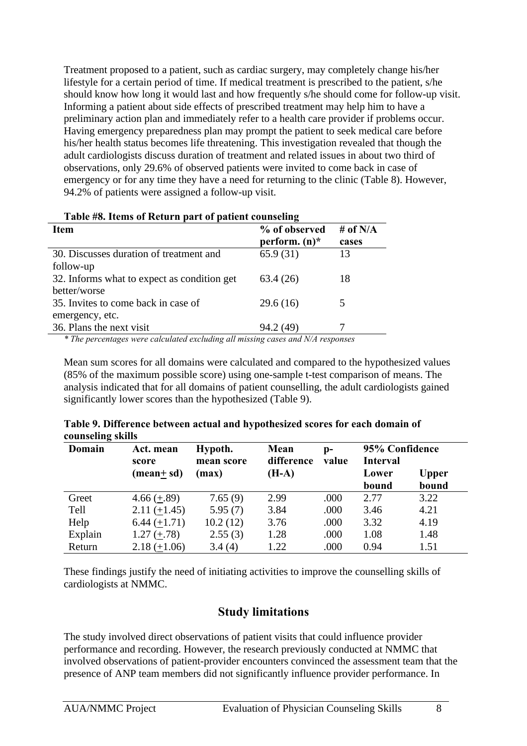Treatment proposed to a patient, such as cardiac surgery, may completely change his/her lifestyle for a certain period of time. If medical treatment is prescribed to the patient, s/he should know how long it would last and how frequently s/he should come for follow-up visit. Informing a patient about side effects of prescribed treatment may help him to have a preliminary action plan and immediately refer to a health care provider if problems occur. Having emergency preparedness plan may prompt the patient to seek medical care before his/her health status becomes life threatening. This investigation revealed that though the adult cardiologists discuss duration of treatment and related issues in about two third of observations, only 29.6% of observed patients were invited to come back in case of emergency or for any time they have a need for returning to the clinic (Table 8). However, 94.2% of patients were assigned a follow-up visit.

**Table #8. Items of Return part of patient counseling**

| Item | % of observed perform. (n)* | # of N/A cases |
|---|---|---|
| 30. Discusses duration of treatment and follow-up | 65.9 (31) | 13 |
| 32. Informs what to expect as condition get better/worse | 63.4 (26) | 18 |
| 35. Invites to come back in case of emergency, etc. | 29.6 (16) | 5 |
| 36. Plans the next visit | 94.2 (49) | 7 |

*\* The percentages were calculated excluding all missing cases and N/A responses*

Mean sum scores for all domains were calculated and compared to the hypothesized values (85% of the maximum possible score) using one-sample t-test comparison of means. The analysis indicated that for all domains of patient counselling, the adult cardiologists gained significantly lower scores than the hypothesized (Table 9).

**Table 9. Difference between actual and hypothesized scores for each domain of counseling skills**

| Domain | Act. mean score (mean$\pm$ sd) | Hypoth. mean score (max) | Mean difference (H-A) | p-value | 95% Confidence Interval | |
|---|---|---|---|---|---|---|
| | | | | | Lower bound | Upper bound |
| Greet | 4.66 ($\pm$.89) | 7.65 (9) | 2.99 | .000 | 2.77 | 3.22 |
| Tell | 2.11 ($\pm$1.45) | 5.95 (7) | 3.84 | .000 | 3.46 | 4.21 |
| Help | 6.44 ($\pm$1.71) | 10.2 (12) | 3.76 | .000 | 3.32 | 4.19 |
| Explain | 1.27 ($\pm$.78) | 2.55 (3) | 1.28 | .000 | 1.08 | 1.48 |
| Return | 2.18 ($\pm$1.06) | 3.4 (4) | 1.22 | .000 | 0.94 | 1.51 |

These findings justify the need of initiating activities to improve the counselling skills of cardiologists at NMMC.

## Study limitations

The study involved direct observations of patient visits that could influence provider performance and recording. However, the research previously conducted at NMMC that involved observations of patient-provider encounters convinced the assessment team that the presence of ANP team members did not significantly influence provider performance. In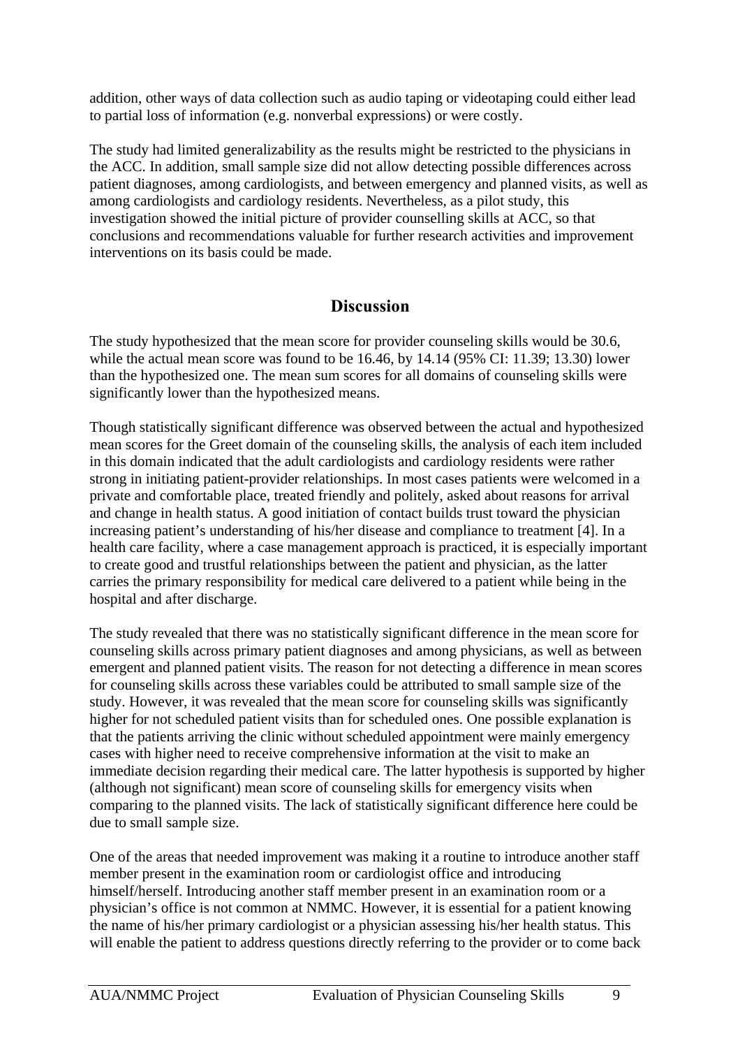addition, other ways of data collection such as audio taping or videotaping could either lead to partial loss of information (e.g. nonverbal expressions) or were costly.

The study had limited generalizability as the results might be restricted to the physicians in the ACC. In addition, small sample size did not allow detecting possible differences across patient diagnoses, among cardiologists, and between emergency and planned visits, as well as among cardiologists and cardiology residents. Nevertheless, as a pilot study, this investigation showed the initial picture of provider counselling skills at ACC, so that conclusions and recommendations valuable for further research activities and improvement interventions on its basis could be made.

## Discussion

The study hypothesized that the mean score for provider counseling skills would be 30.6, while the actual mean score was found to be 16.46, by 14.14 (95% CI: 11.39; 13.30) lower than the hypothesized one. The mean sum scores for all domains of counseling skills were significantly lower than the hypothesized means.

Though statistically significant difference was observed between the actual and hypothesized mean scores for the Greet domain of the counseling skills, the analysis of each item included in this domain indicated that the adult cardiologists and cardiology residents were rather strong in initiating patient-provider relationships. In most cases patients were welcomed in a private and comfortable place, treated friendly and politely, asked about reasons for arrival and change in health status. A good initiation of contact builds trust toward the physician increasing patient's understanding of his/her disease and compliance to treatment [4]. In a health care facility, where a case management approach is practiced, it is especially important to create good and trustful relationships between the patient and physician, as the latter carries the primary responsibility for medical care delivered to a patient while being in the hospital and after discharge.

The study revealed that there was no statistically significant difference in the mean score for counseling skills across primary patient diagnoses and among physicians, as well as between emergent and planned patient visits. The reason for not detecting a difference in mean scores for counseling skills across these variables could be attributed to small sample size of the study. However, it was revealed that the mean score for counseling skills was significantly higher for not scheduled patient visits than for scheduled ones. One possible explanation is that the patients arriving the clinic without scheduled appointment were mainly emergency cases with higher need to receive comprehensive information at the visit to make an immediate decision regarding their medical care. The latter hypothesis is supported by higher (although not significant) mean score of counseling skills for emergency visits when comparing to the planned visits. The lack of statistically significant difference here could be due to small sample size.

One of the areas that needed improvement was making it a routine to introduce another staff member present in the examination room or cardiologist office and introducing himself/herself. Introducing another staff member present in an examination room or a physician's office is not common at NMMC. However, it is essential for a patient knowing the name of his/her primary cardiologist or a physician assessing his/her health status. This will enable the patient to address questions directly referring to the provider or to come back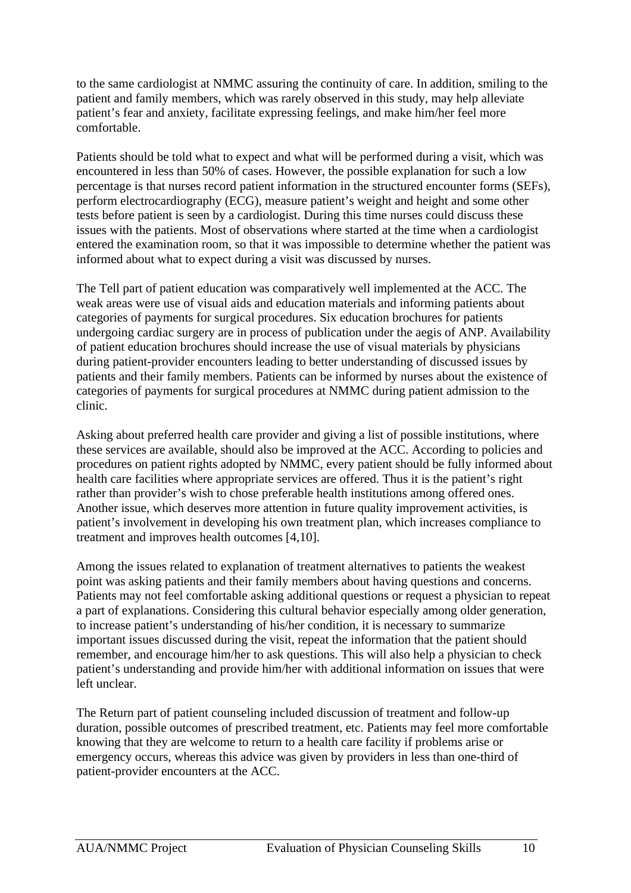to the same cardiologist at NMMC assuring the continuity of care. In addition, smiling to the patient and family members, which was rarely observed in this study, may help alleviate patient's fear and anxiety, facilitate expressing feelings, and make him/her feel more comfortable.

Patients should be told what to expect and what will be performed during a visit, which was encountered in less than 50% of cases. However, the possible explanation for such a low percentage is that nurses record patient information in the structured encounter forms (SEFs), perform electrocardiography (ECG), measure patient's weight and height and some other tests before patient is seen by a cardiologist. During this time nurses could discuss these issues with the patients. Most of observations where started at the time when a cardiologist entered the examination room, so that it was impossible to determine whether the patient was informed about what to expect during a visit was discussed by nurses.

The Tell part of patient education was comparatively well implemented at the ACC. The weak areas were use of visual aids and education materials and informing patients about categories of payments for surgical procedures. Six education brochures for patients undergoing cardiac surgery are in process of publication under the aegis of ANP. Availability of patient education brochures should increase the use of visual materials by physicians during patient-provider encounters leading to better understanding of discussed issues by patients and their family members. Patients can be informed by nurses about the existence of categories of payments for surgical procedures at NMMC during patient admission to the clinic.

Asking about preferred health care provider and giving a list of possible institutions, where these services are available, should also be improved at the ACC. According to policies and procedures on patient rights adopted by NMMC, every patient should be fully informed about health care facilities where appropriate services are offered. Thus it is the patient's right rather than provider's wish to chose preferable health institutions among offered ones. Another issue, which deserves more attention in future quality improvement activities, is patient's involvement in developing his own treatment plan, which increases compliance to treatment and improves health outcomes [4,10].

Among the issues related to explanation of treatment alternatives to patients the weakest point was asking patients and their family members about having questions and concerns. Patients may not feel comfortable asking additional questions or request a physician to repeat a part of explanations. Considering this cultural behavior especially among older generation, to increase patient's understanding of his/her condition, it is necessary to summarize important issues discussed during the visit, repeat the information that the patient should remember, and encourage him/her to ask questions. This will also help a physician to check patient's understanding and provide him/her with additional information on issues that were left unclear.

The Return part of patient counseling included discussion of treatment and follow-up duration, possible outcomes of prescribed treatment, etc. Patients may feel more comfortable knowing that they are welcome to return to a health care facility if problems arise or emergency occurs, whereas this advice was given by providers in less than one-third of patient-provider encounters at the ACC.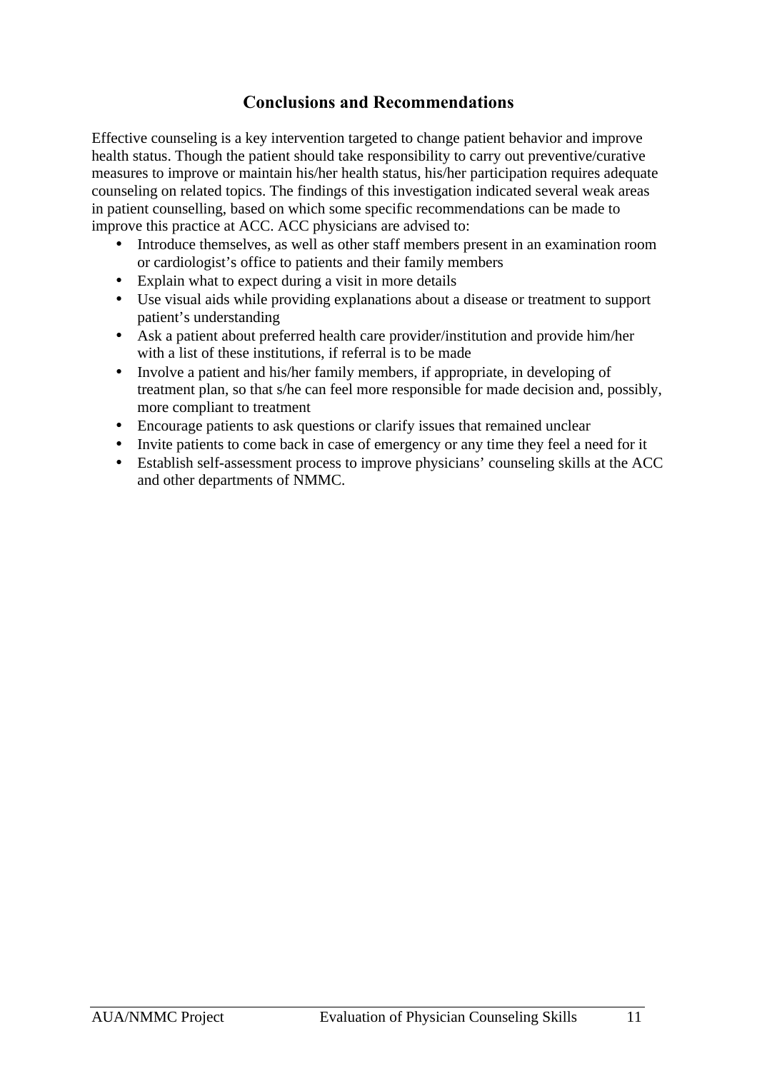## Conclusions and Recommendations

Effective counseling is a key intervention targeted to change patient behavior and improve health status. Though the patient should take responsibility to carry out preventive/curative measures to improve or maintain his/her health status, his/her participation requires adequate counseling on related topics. The findings of this investigation indicated several weak areas in patient counselling, based on which some specific recommendations can be made to improve this practice at ACC. ACC physicians are advised to:

- Introduce themselves, as well as other staff members present in an examination room or cardiologist's office to patients and their family members
- Explain what to expect during a visit in more details
- Use visual aids while providing explanations about a disease or treatment to support patient's understanding
- Ask a patient about preferred health care provider/institution and provide him/her with a list of these institutions, if referral is to be made
- Involve a patient and his/her family members, if appropriate, in developing of treatment plan, so that s/he can feel more responsible for made decision and, possibly, more compliant to treatment
- Encourage patients to ask questions or clarify issues that remained unclear
- Invite patients to come back in case of emergency or any time they feel a need for it
- Establish self-assessment process to improve physicians' counseling skills at the ACC and other departments of NMMC.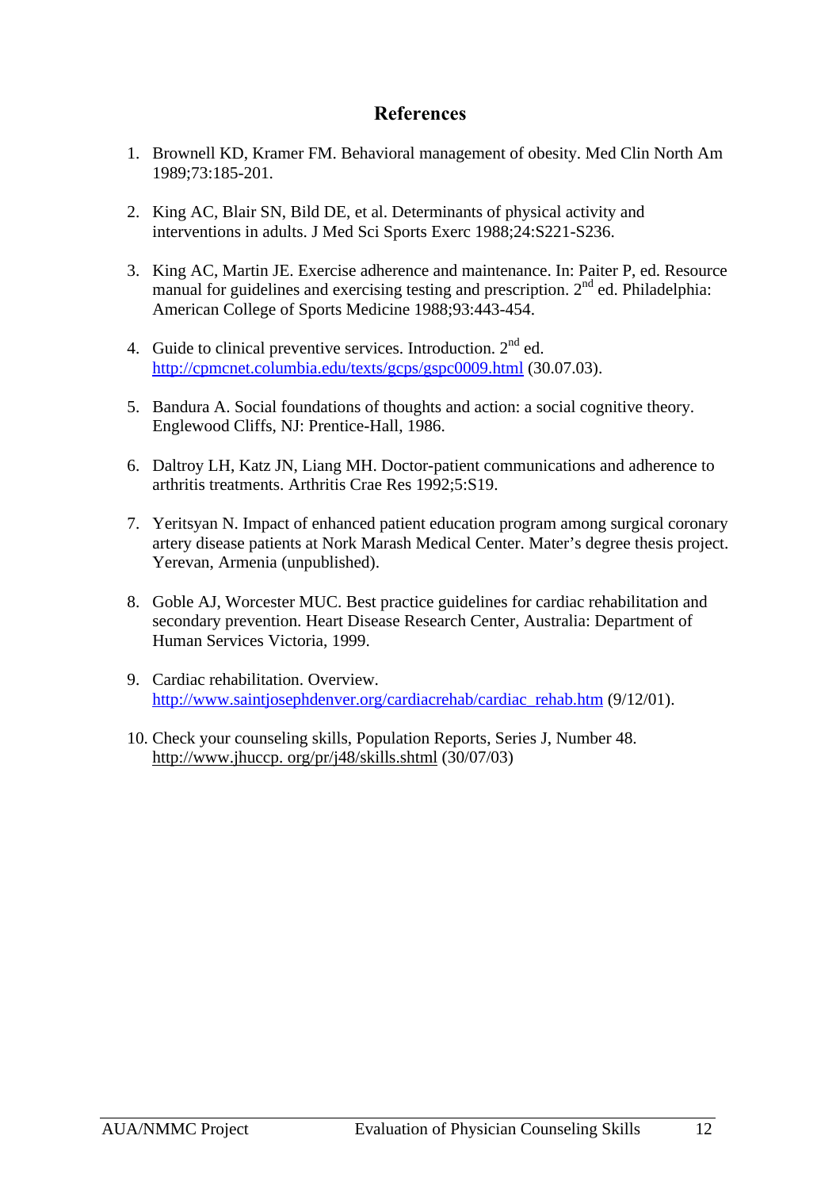## References

1. Brownell KD, Kramer FM. Behavioral management of obesity. Med Clin North Am 1989;73:185-201.

2. King AC, Blair SN, Bild DE, et al. Determinants of physical activity and interventions in adults. J Med Sci Sports Exerc 1988;24:S221-S236.

3. King AC, Martin JE. Exercise adherence and maintenance. In: Paiter P, ed. Resource manual for guidelines and exercising testing and prescription. 2nd ed. Philadelphia: American College of Sports Medicine 1988;93:443-454.

4. Guide to clinical preventive services. Introduction. 2nd ed. http://cpmcnet.columbia.edu/texts/gcps/gspc0009.html (30.07.03).

5. Bandura A. Social foundations of thoughts and action: a social cognitive theory. Englewood Cliffs, NJ: Prentice-Hall, 1986.

6. Daltroy LH, Katz JN, Liang MH. Doctor-patient communications and adherence to arthritis treatments. Arthritis Crae Res 1992;5:S19.

7. Yeritsyan N. Impact of enhanced patient education program among surgical coronary artery disease patients at Nork Marash Medical Center. Mater's degree thesis project. Yerevan, Armenia (unpublished).

8. Goble AJ, Worcester MUC. Best practice guidelines for cardiac rehabilitation and secondary prevention. Heart Disease Research Center, Australia: Department of Human Services Victoria, 1999.

9. Cardiac rehabilitation. Overview. http://www.saintjosephdenver.org/cardiacrehab/cardiac_rehab.htm (9/12/01).

10. Check your counseling skills, Population Reports, Series J, Number 48. http://www.jhuccp. org/pr/j48/skills.shtml (30/07/03)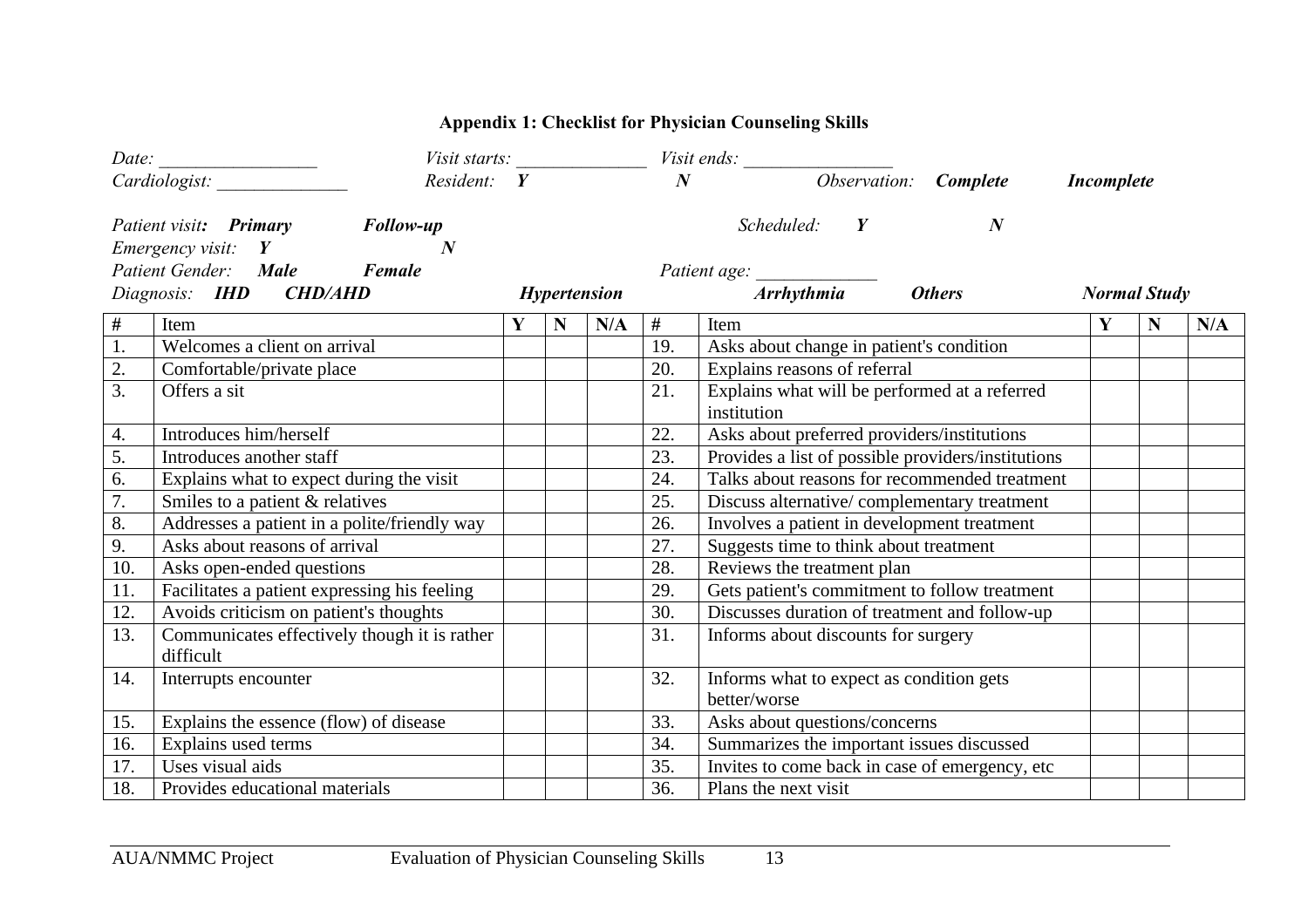### Appendix 1: Checklist for Physician Counseling Skills

*Date:* \_\_\_\_\_\_\_\_\_\_\_\_\_\_\_\_\_ *Visit starts:* \_\_\_\_\_\_\_\_\_\_\_\_\_\_ *Visit ends:* \_\_\_\_\_\_\_\_\_\_\_\_\_\_\_\_
*Cardiologist:* \_\_\_\_\_\_\_\_\_\_\_\_\_\_ *Resident:* ***Y*** ***N*** *Observation:* ***Complete*** ***Incomplete***

*Patient visit:* ***Primary*** ***Follow-up*** *Scheduled:* ***Y*** ***N***
*Emergency visit:* ***Y*** ***N***
*Patient Gender:* ***Male*** ***Female*** *Patient age:* \_\_\_\_\_\_\_\_\_\_\_\_\_
*Diagnosis:* ***IHD*** ***CHD/AHD*** ***Hypertension*** ***Arrhythmia*** ***Others*** ***Normal Study***

| # | Item | Y | N | N/A | # | Item | Y | N | N/A |
|---|---|---|---|---|---|---|---|---|---|
| 1. | Welcomes a client on arrival | | | | 19. | Asks about change in patient's condition | | | |
| 2. | Comfortable/private place | | | | 20. | Explains reasons of referral | | | |
| 3. | Offers a sit | | | | 21. | Explains what will be performed at a referred institution | | | |
| 4. | Introduces him/herself | | | | 22. | Asks about preferred providers/institutions | | | |
| 5. | Introduces another staff | | | | 23. | Provides a list of possible providers/institutions | | | |
| 6. | Explains what to expect during the visit | | | | 24. | Talks about reasons for recommended treatment | | | |
| 7. | Smiles to a patient & relatives | | | | 25. | Discuss alternative/ complementary treatment | | | |
| 8. | Addresses a patient in a polite/friendly way | | | | 26. | Involves a patient in development treatment | | | |
| 9. | Asks about reasons of arrival | | | | 27. | Suggests time to think about treatment | | | |
| 10. | Asks open-ended questions | | | | 28. | Reviews the treatment plan | | | |
| 11. | Facilitates a patient expressing his feeling | | | | 29. | Gets patient's commitment to follow treatment | | | |
| 12. | Avoids criticism on patient's thoughts | | | | 30. | Discusses duration of treatment and follow-up | | | |
| 13. | Communicates effectively though it is rather difficult | | | | 31. | Informs about discounts for surgery | | | |
| 14. | Interrupts encounter | | | | 32. | Informs what to expect as condition gets better/worse | | | |
| 15. | Explains the essence (flow) of disease | | | | 33. | Asks about questions/concerns | | | |
| 16. | Explains used terms | | | | 34. | Summarizes the important issues discussed | | | |
| 17. | Uses visual aids | | | | 35. | Invites to come back in case of emergency, etc | | | |
| 18. | Provides educational materials | | | | 36. | Plans the next visit | | | |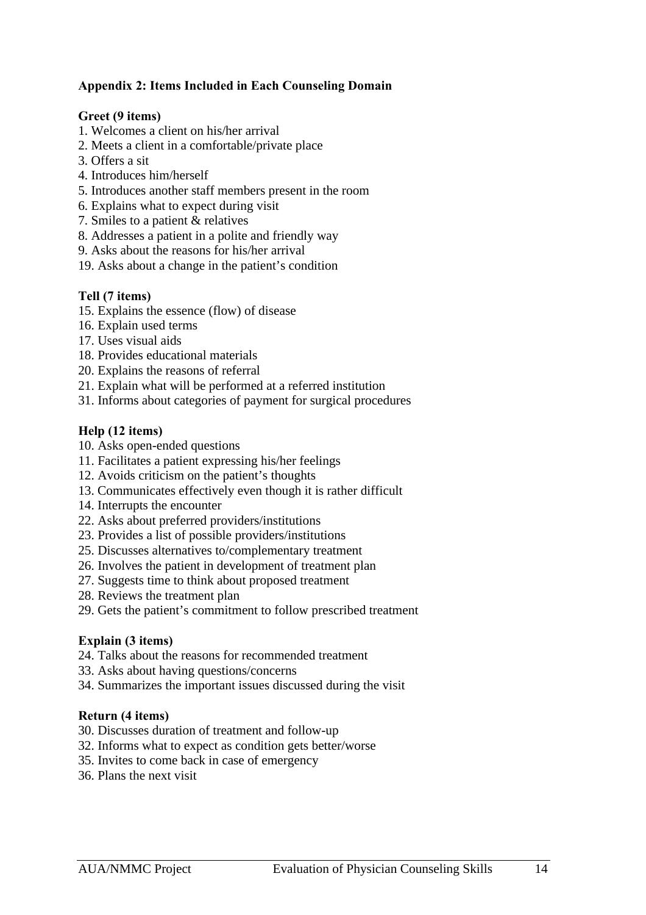### Appendix 2: Items Included in Each Counseling Domain

**Greet (9 items)**

1. Welcomes a client on his/her arrival
2. Meets a client in a comfortable/private place
3. Offers a sit
4. Introduces him/herself
5. Introduces another staff members present in the room
6. Explains what to expect during visit
7. Smiles to a patient & relatives
8. Addresses a patient in a polite and friendly way
9. Asks about the reasons for his/her arrival
19. Asks about a change in the patient's condition

**Tell (7 items)**

15. Explains the essence (flow) of disease
16. Explain used terms
17. Uses visual aids
18. Provides educational materials
20. Explains the reasons of referral
21. Explain what will be performed at a referred institution
31. Informs about categories of payment for surgical procedures

**Help (12 items)**

10. Asks open-ended questions
11. Facilitates a patient expressing his/her feelings
12. Avoids criticism on the patient's thoughts
13. Communicates effectively even though it is rather difficult
14. Interrupts the encounter
22. Asks about preferred providers/institutions
23. Provides a list of possible providers/institutions
25. Discusses alternatives to/complementary treatment
26. Involves the patient in development of treatment plan
27. Suggests time to think about proposed treatment
28. Reviews the treatment plan
29. Gets the patient's commitment to follow prescribed treatment

**Explain (3 items)**

24. Talks about the reasons for recommended treatment
33. Asks about having questions/concerns
34. Summarizes the important issues discussed during the visit

**Return (4 items)**

30. Discusses duration of treatment and follow-up
32. Informs what to expect as condition gets better/worse
35. Invites to come back in case of emergency
36. Plans the next visit